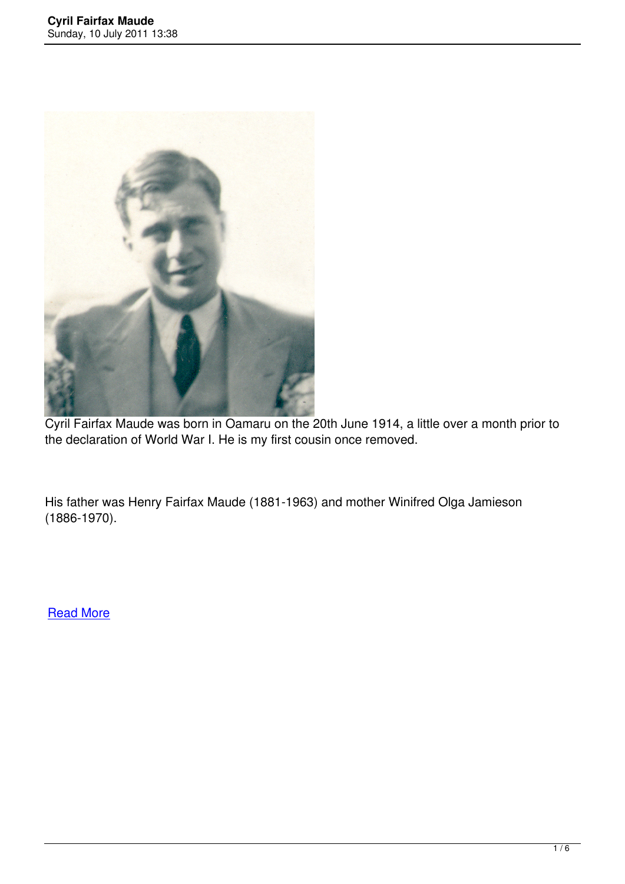Cyril Fairfax Maude was born in Oamaru on the 20th June 1914, a little over a month prior to the declaration of World War I. He is my first cousin once removed.

His father was Henry Fairfax Maude (1881-1963) and mother Winifred Olga Jamieson (1886-1970).

Read More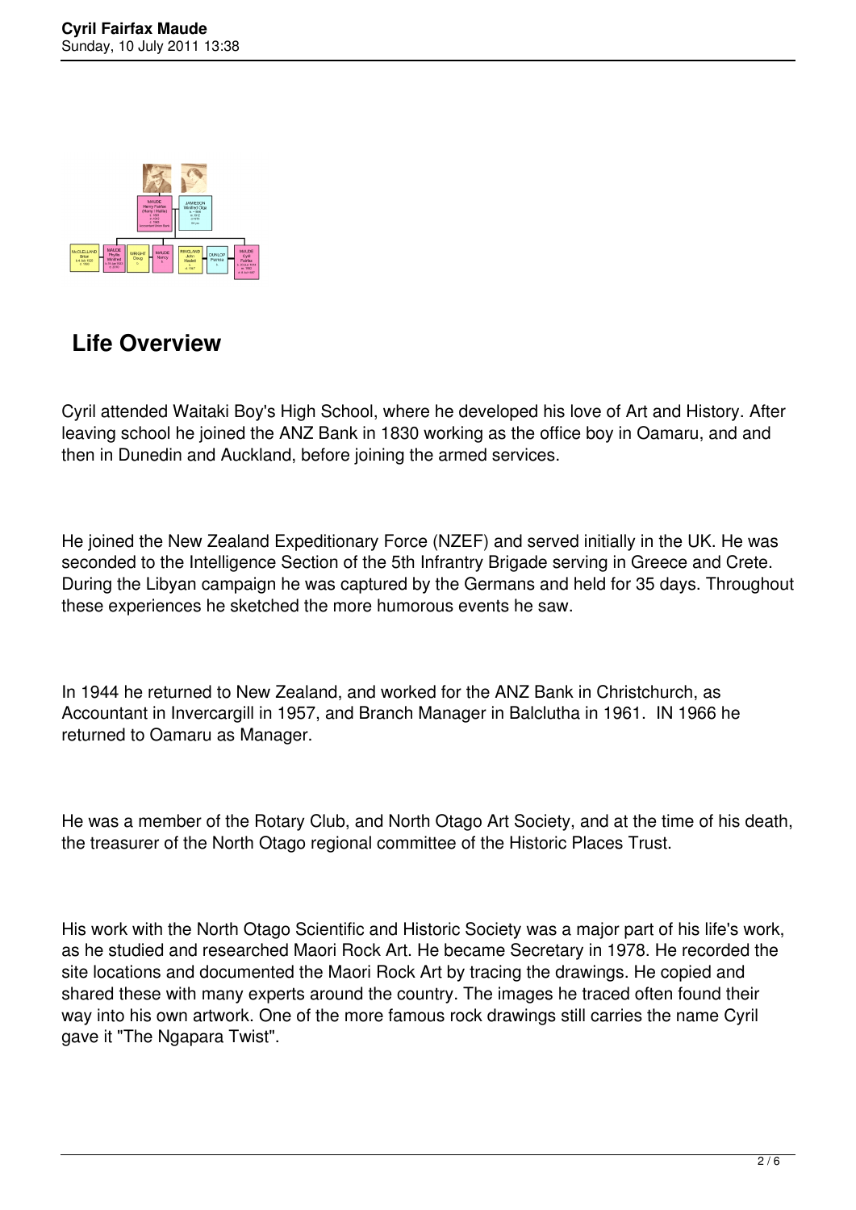## Life Overview

Cyril attended Waitaki Boy's High School, where he developed his love of Art and History. After leaving school he joined the ANZ Bank in 1830 working as the office boy in Oamaru, and and then in Dunedin and Auckland, before joining the armed services.

He joined the New Zealand Expeditionary Force (NZEF) and served initially in the UK. He was seconded to the Intelligence Section of the 5th Infrantry Brigade serving in Greece and Crete. During the Libyan campaign he was captured by the Germans and held for 35 days. Throughout these experiences he sketched the more humorous events he saw.

In 1944 he returned to New Zealand, and worked for the ANZ Bank in Christchurch, as Accountant in Invercargill in 1957, and Branch Manager in Balclutha in 1961. IN 1966 he returned to Oamaru as Manager.

He was a member of the Rotary Club, and North Otago Art Society, and at the time of his death, the treasurer of the North Otago regional committee of the Historic Places Trust.

His work with the North Otago Scientific and Historic Society was a major part of his life's work, as he studied and researched Maori Rock Art. He became Secretary in 1978. He recorded the site locations and documented the Maori Rock Art by tracing the drawings. He copied and shared these with many experts around the country. The images he traced often found their way into his own artwork. One of the more famous rock drawings still carries the name Cyril gave it "The Ngapara Twist".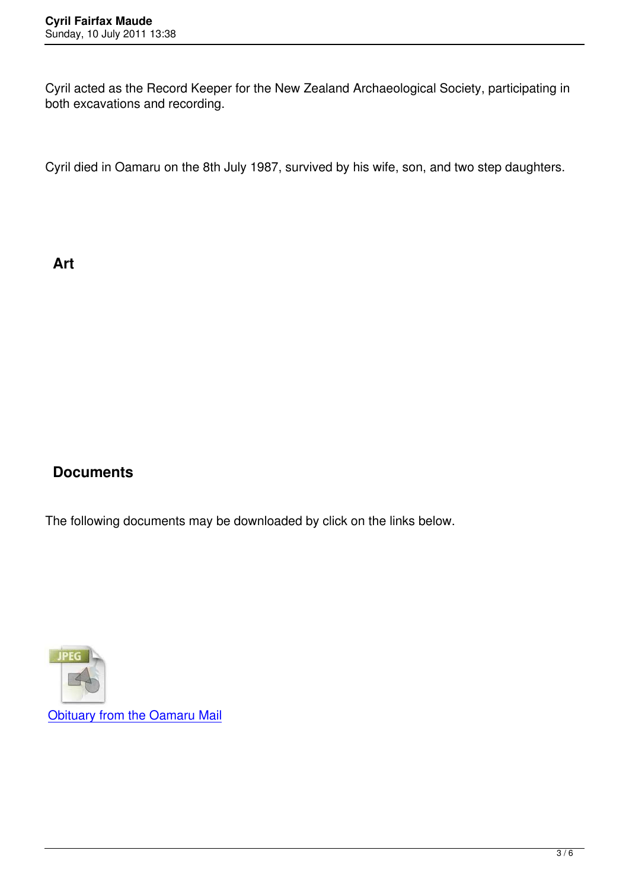Cyril acted as the Record Keeper for the New Zealand Archaeological Society, participating in both excavations and recording.

Cyril died in Oamaru on the 8th July 1987, survived by his wife, son, and two step daughters.

## Art

## Documents

The following documents may be downloaded by click on the links below.

[Obituary from the Oamaru Mail]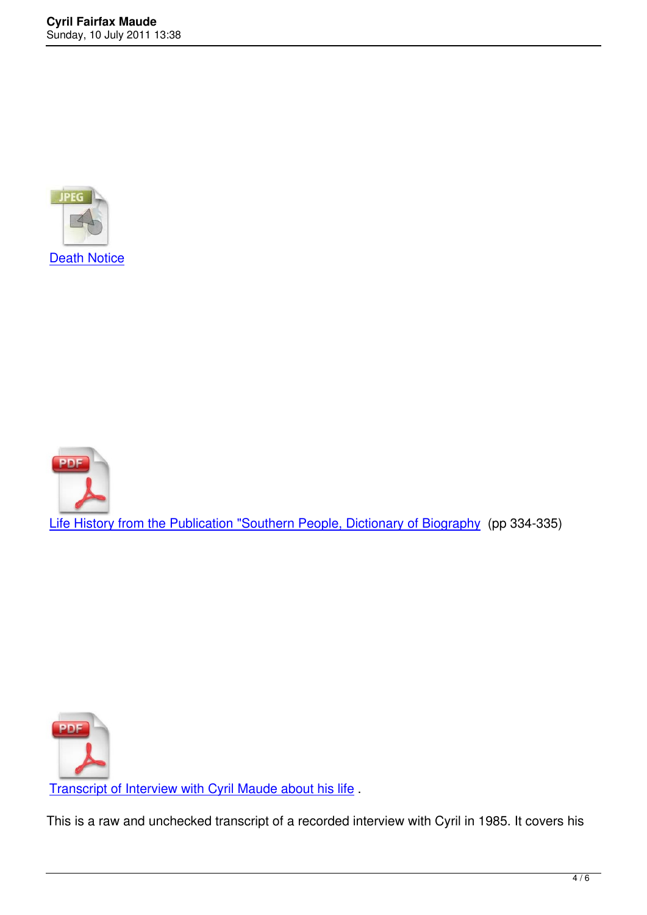[Death Notice]

[Life History from the Publication "Southern People, Dictionary of Biography] (pp 334-335)

[Transcript of Interview with Cyril Maude about his life] .

This is a raw and unchecked transcript of a recorded interview with Cyril in 1985. It covers his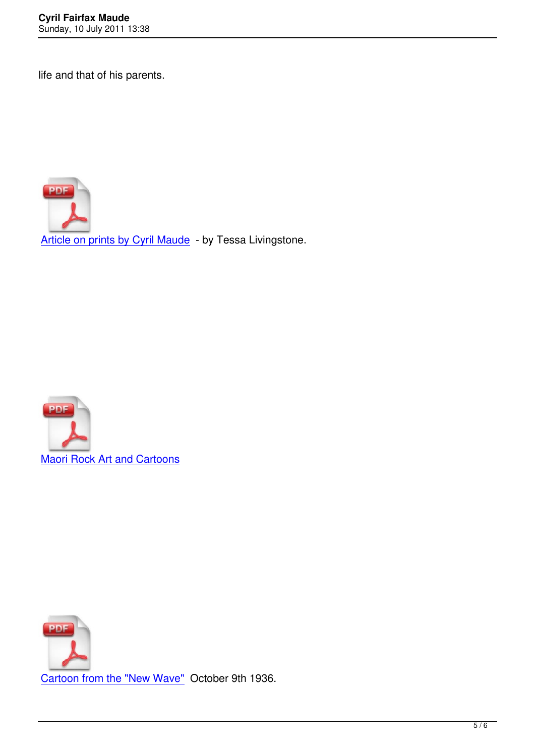life and that of his parents.

Article on prints by Cyril Maude - by Tessa Livingstone.

Maori Rock Art and Cartoons

Cartoon from the "New Wave" October 9th 1936.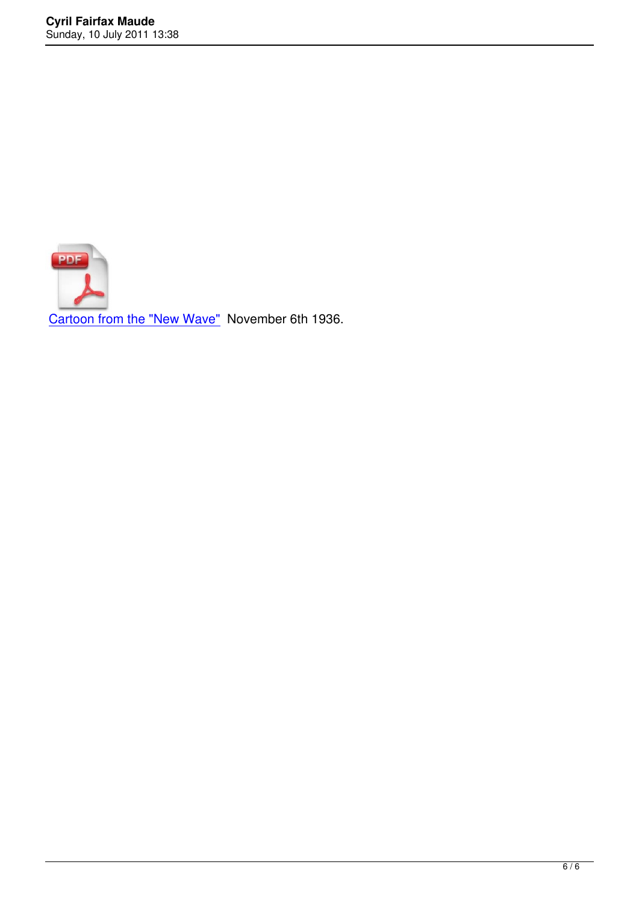Cartoon from the "New Wave" November 6th 1936.